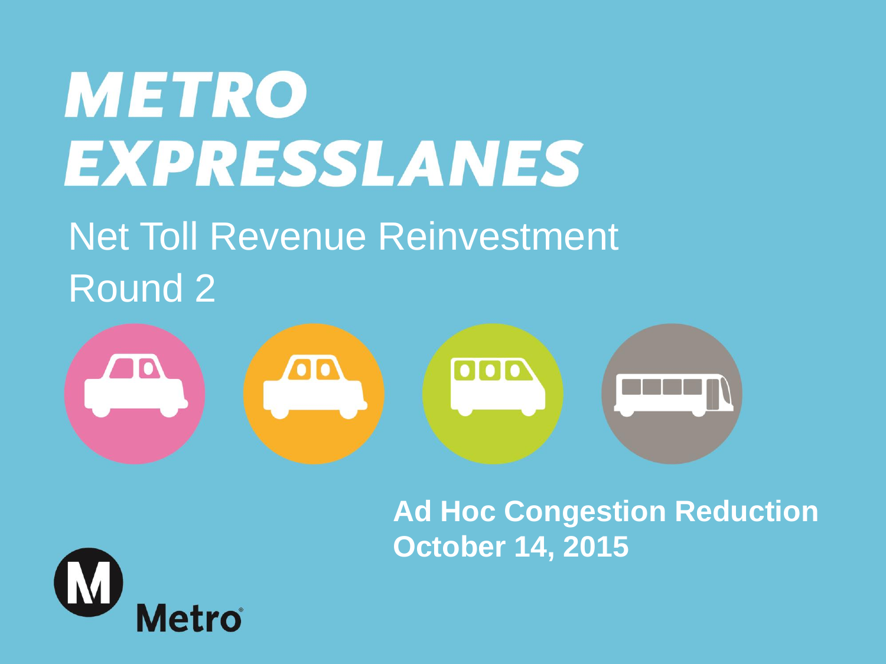# METRO EXPRESSLANES

## Net Toll Revenue Reinvestment Round 2

**Ad Hoc Congestion Reduction**
**October 14, 2015**

Metro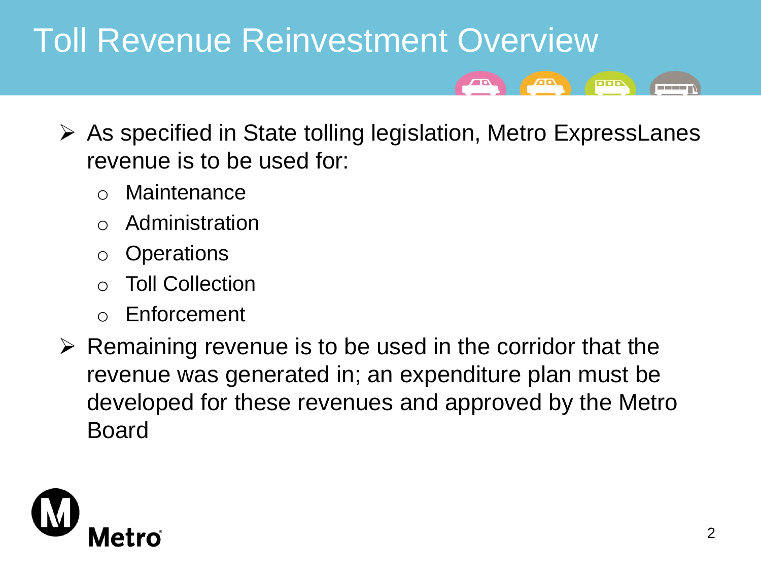# Toll Revenue Reinvestment Overview

- As specified in State tolling legislation, Metro ExpressLanes revenue is to be used for:
  - Maintenance
  - Administration
  - Operations
  - Toll Collection
  - Enforcement
- Remaining revenue is to be used in the corridor that the revenue was generated in; an expenditure plan must be developed for these revenues and approved by the Metro Board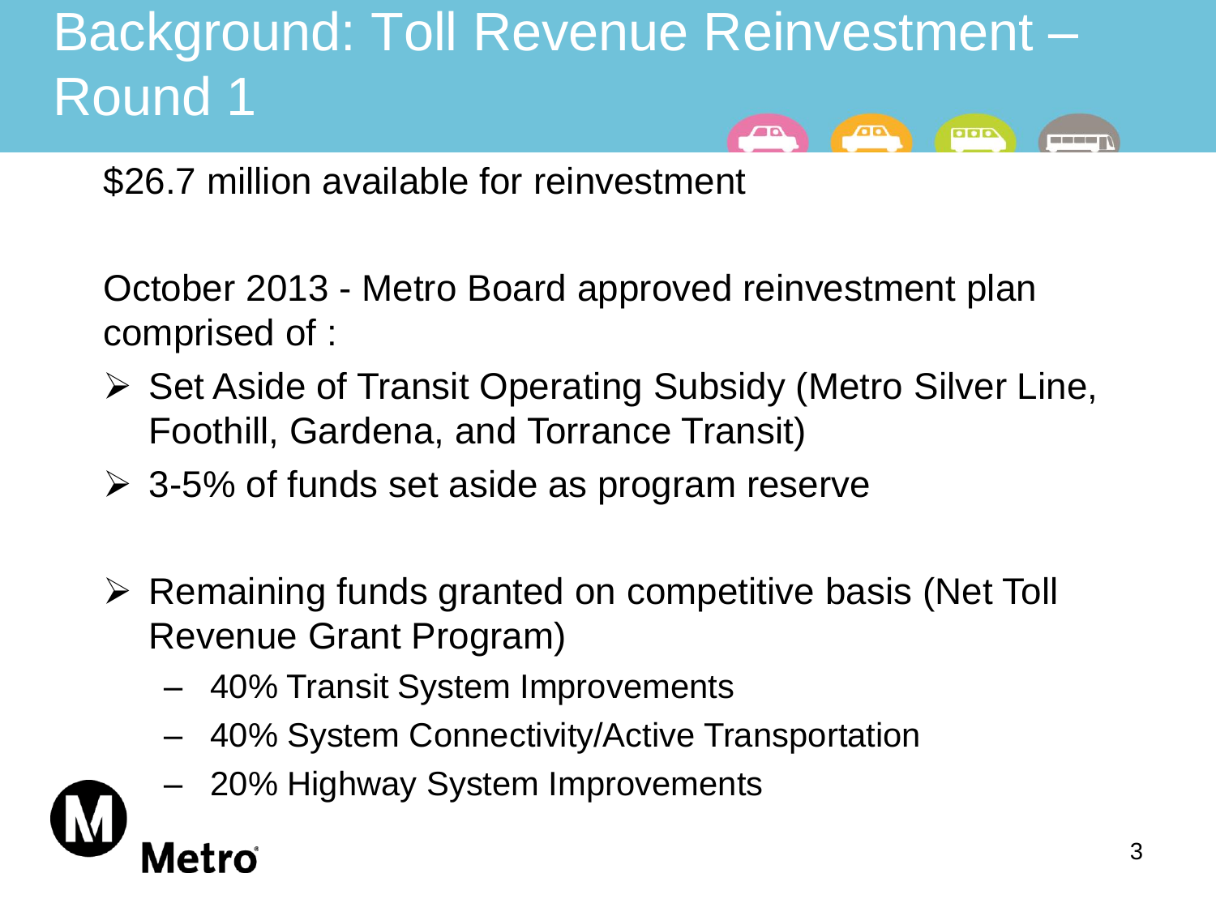# Background: Toll Revenue Reinvestment – Round 1

$26.7 million available for reinvestment

October 2013 - Metro Board approved reinvestment plan comprised of :

- Set Aside of Transit Operating Subsidy (Metro Silver Line, Foothill, Gardena, and Torrance Transit)
- 3-5% of funds set aside as program reserve

- Remaining funds granted on competitive basis (Net Toll Revenue Grant Program)
  - 40% Transit System Improvements
  - 40% System Connectivity/Active Transportation
  - 20% Highway System Improvements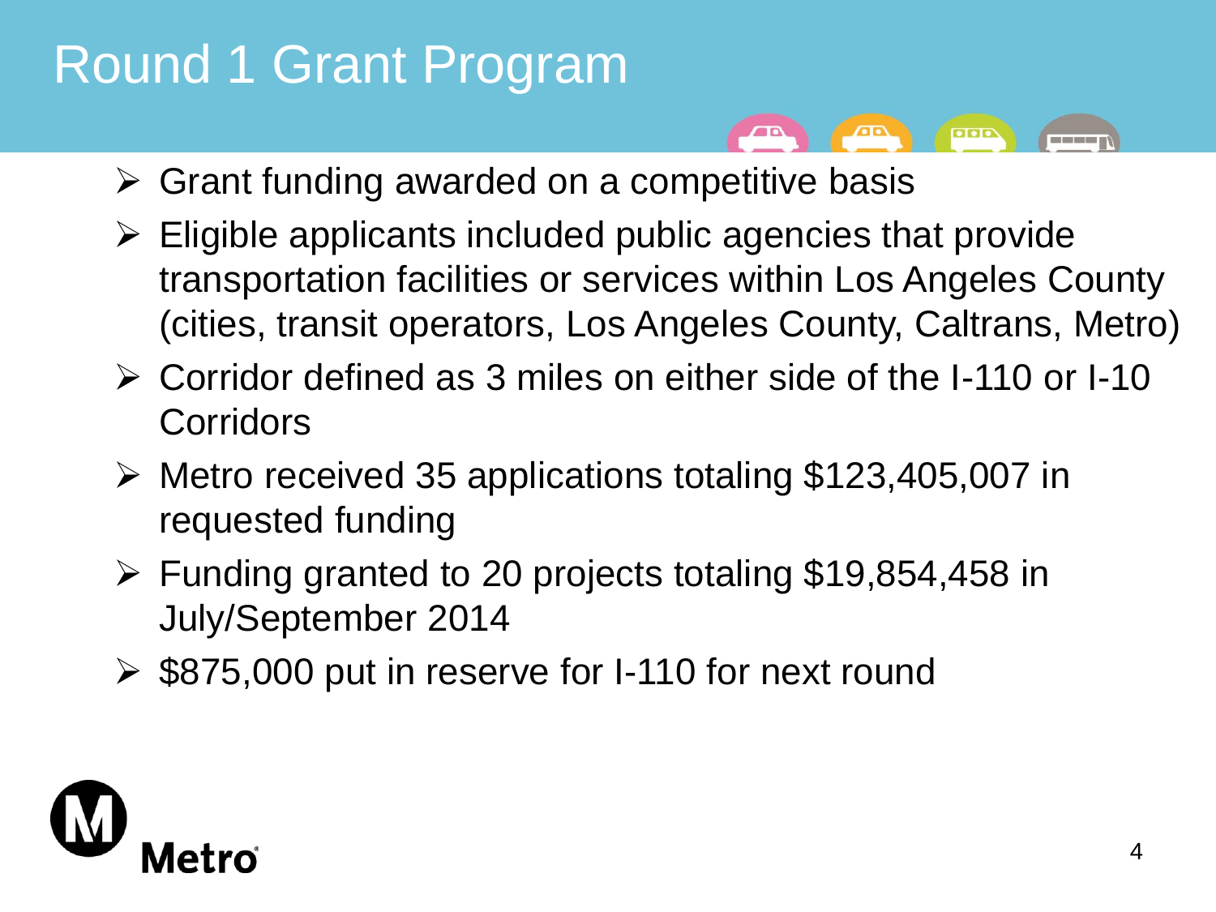# Round 1 Grant Program

- Grant funding awarded on a competitive basis
- Eligible applicants included public agencies that provide transportation facilities or services within Los Angeles County (cities, transit operators, Los Angeles County, Caltrans, Metro)
- Corridor defined as 3 miles on either side of the I-110 or I-10 Corridors
- Metro received 35 applications totaling $123,405,007 in requested funding
- Funding granted to 20 projects totaling $19,854,458 in July/September 2014
- $875,000 put in reserve for I-110 for next round

Metro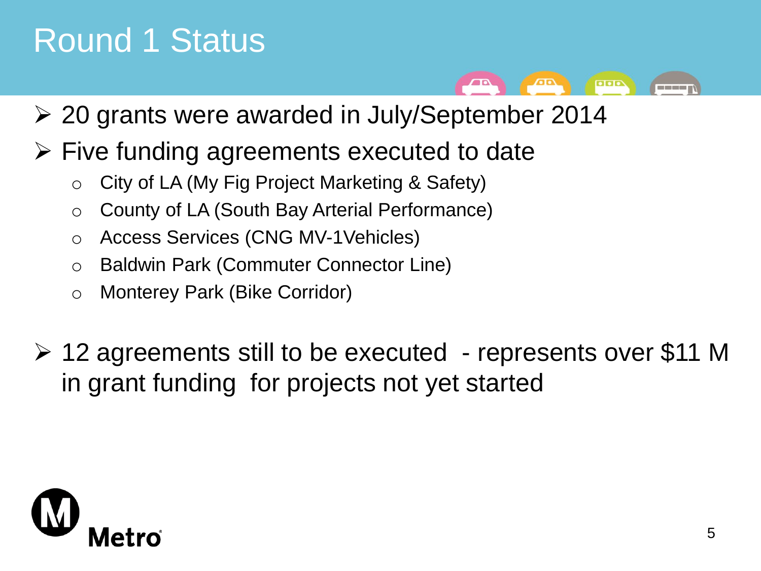# Round 1 Status

- 20 grants were awarded in July/September 2014
- Five funding agreements executed to date
  - City of LA (My Fig Project Marketing & Safety)
  - County of LA (South Bay Arterial Performance)
  - Access Services (CNG MV-1Vehicles)
  - Baldwin Park (Commuter Connector Line)
  - Monterey Park (Bike Corridor)

- 12 agreements still to be executed - represents over $11 M in grant funding for projects not yet started

Metro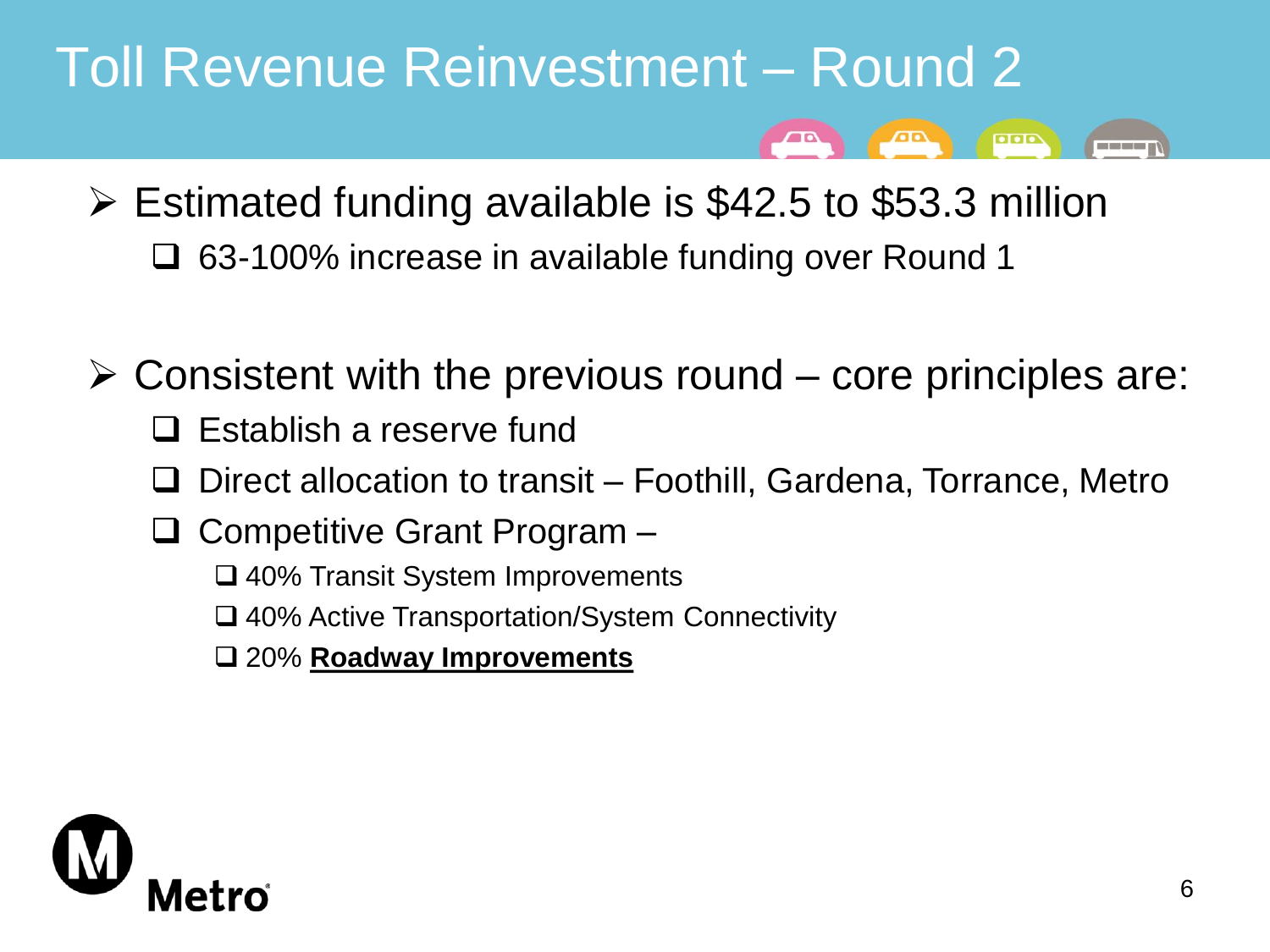# Toll Revenue Reinvestment – Round 2

- Estimated funding available is $42.5 to $53.3 million
  - 63-100% increase in available funding over Round 1

- Consistent with the previous round – core principles are:
  - Establish a reserve fund
  - Direct allocation to transit – Foothill, Gardena, Torrance, Metro
  - Competitive Grant Program –
    - 40% Transit System Improvements
    - 40% Active Transportation/System Connectivity
    - 20% **<u>Roadway Improvements</u>**

Metro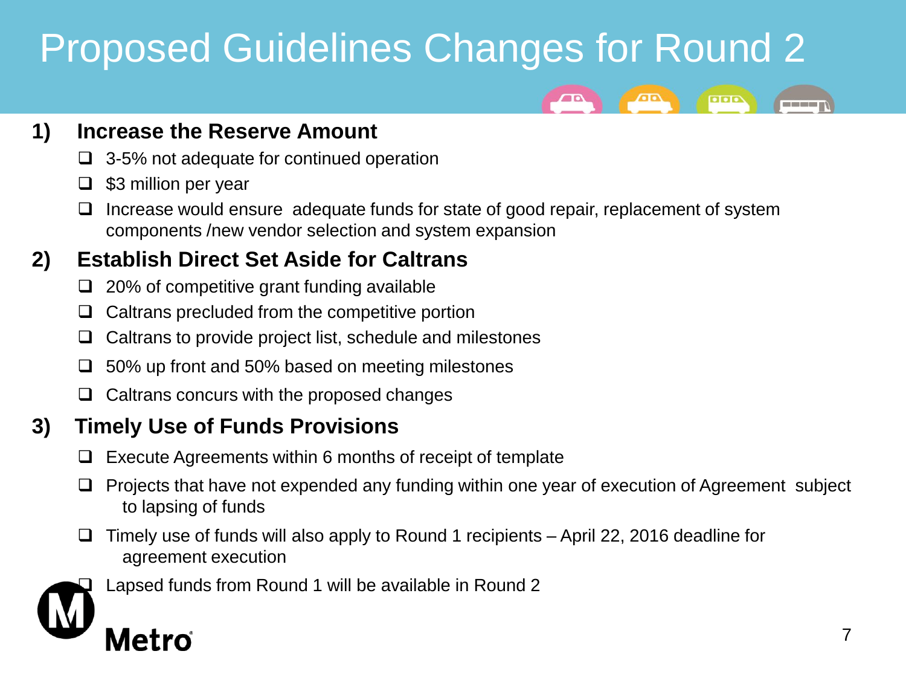# Proposed Guidelines Changes for Round 2

## 1) Increase the Reserve Amount

- 3-5% not adequate for continued operation
- $3 million per year
- Increase would ensure adequate funds for state of good repair, replacement of system components /new vendor selection and system expansion

## 2) Establish Direct Set Aside for Caltrans

- 20% of competitive grant funding available
- Caltrans precluded from the competitive portion
- Caltrans to provide project list, schedule and milestones
- 50% up front and 50% based on meeting milestones
- Caltrans concurs with the proposed changes

## 3) Timely Use of Funds Provisions

- Execute Agreements within 6 months of receipt of template
- Projects that have not expended any funding within one year of execution of Agreement subject to lapsing of funds
- Timely use of funds will also apply to Round 1 recipients – April 22, 2016 deadline for agreement execution
- Lapsed funds from Round 1 will be available in Round 2

Metro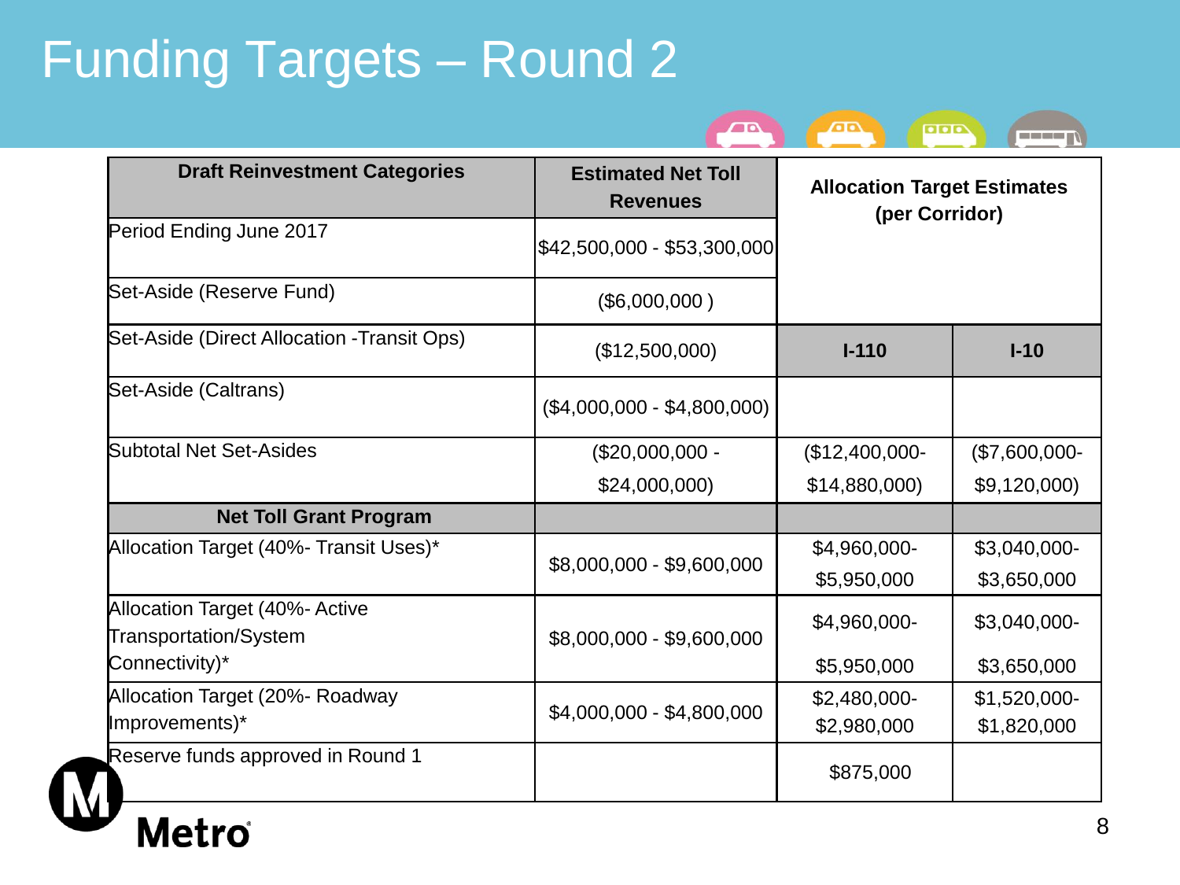# Funding Targets – Round 2

| Draft Reinvestment Categories | Estimated Net Toll Revenues | Allocation Target Estimates (per Corridor) | |
|---|---|---|---|
| Period Ending June 2017 | $42,500,000 - $53,300,000 | | |
| Set-Aside (Reserve Fund) | ($6,000,000 ) | | |
| Set-Aside (Direct Allocation -Transit Ops) | ($12,500,000) | **I-110** | **I-10** |
| Set-Aside (Caltrans) | ($4,000,000 - $4,800,000) | | |
| Subtotal Net Set-Asides | ($20,000,000 - $24,000,000) | ($12,400,000-$14,880,000) | ($7,600,000-$9,120,000) |
| **Net Toll Grant Program** | | | |
| Allocation Target (40%- Transit Uses)* | $8,000,000 - $9,600,000 | $4,960,000-$5,950,000 | $3,040,000-$3,650,000 |
| Allocation Target (40%- Active Transportation/System Connectivity)* | $8,000,000 - $9,600,000 | $4,960,000-$5,950,000 | $3,040,000-$3,650,000 |
| Allocation Target (20%- Roadway Improvements)* | $4,000,000 - $4,800,000 | $2,480,000-$2,980,000 | $1,520,000-$1,820,000 |
| Reserve funds approved in Round 1 | | $875,000 | |

Metro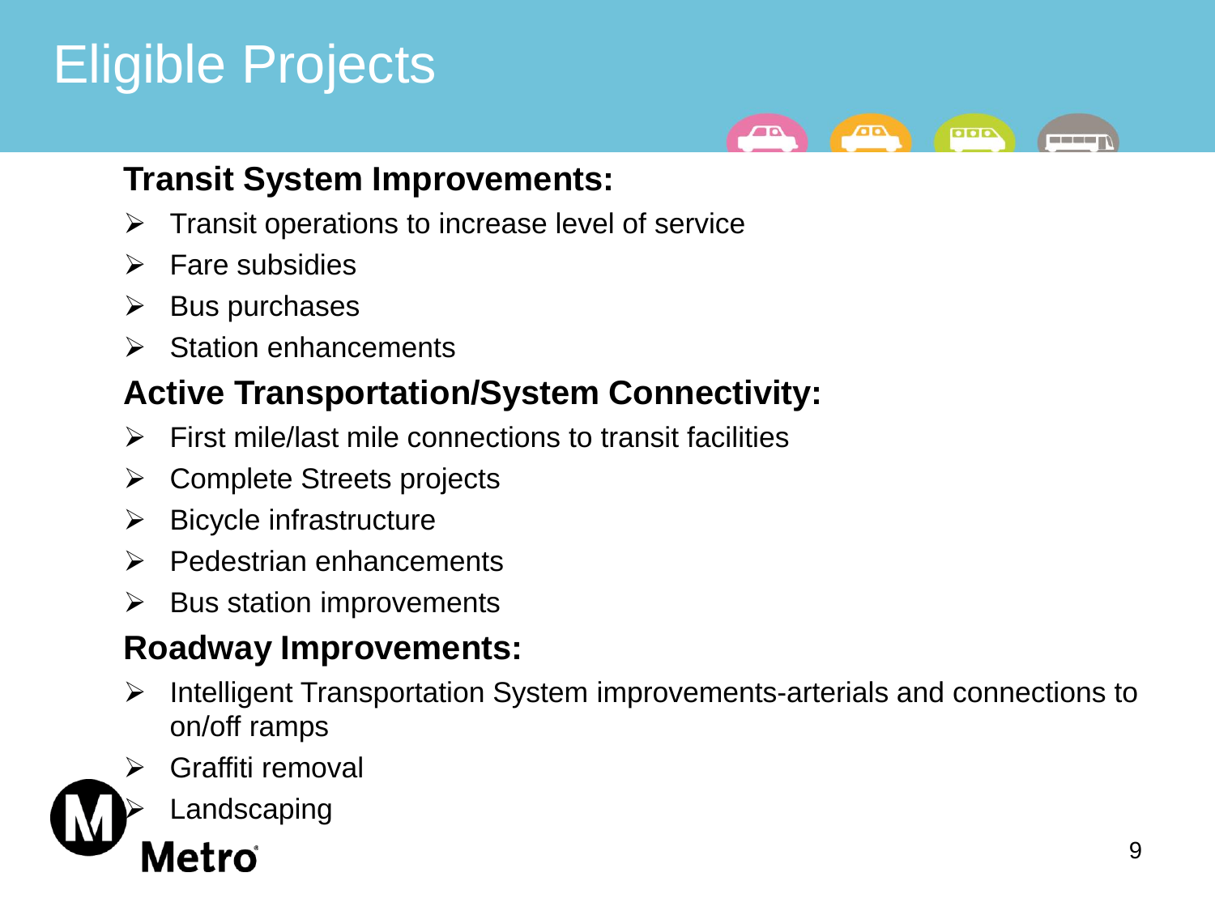# Eligible Projects

## Transit System Improvements:

- Transit operations to increase level of service
- Fare subsidies
- Bus purchases
- Station enhancements

## Active Transportation/System Connectivity:

- First mile/last mile connections to transit facilities
- Complete Streets projects
- Bicycle infrastructure
- Pedestrian enhancements
- Bus station improvements

## Roadway Improvements:

- Intelligent Transportation System improvements-arterials and connections to on/off ramps
- Graffiti removal
- Landscaping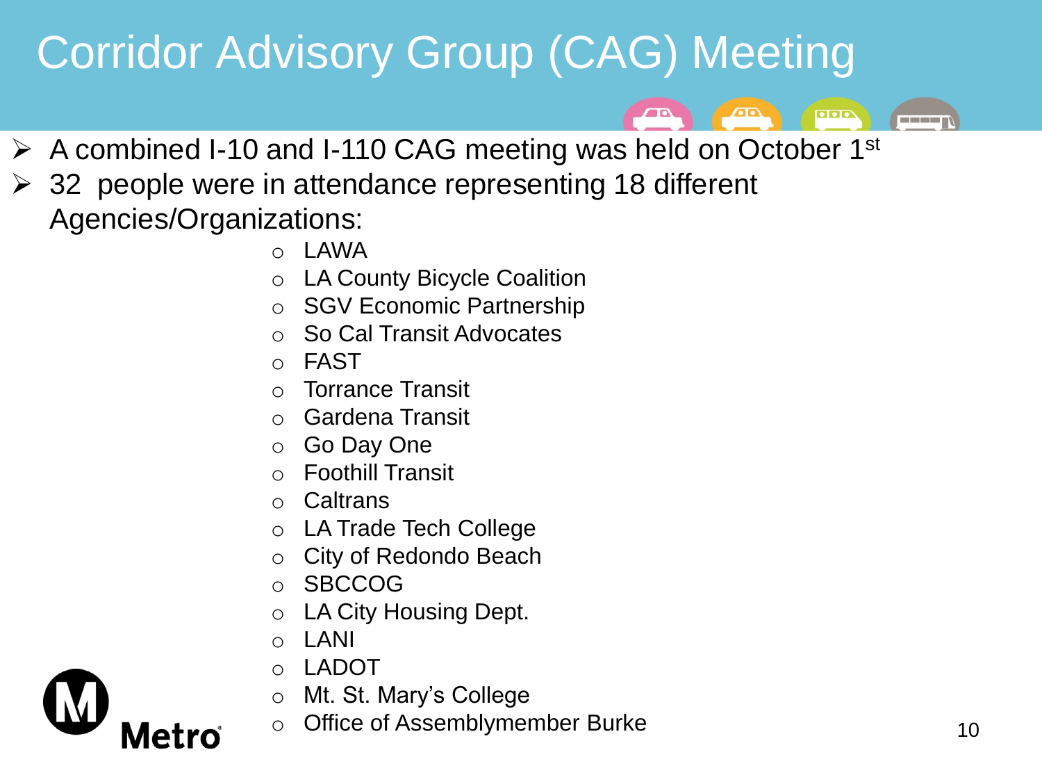# Corridor Advisory Group (CAG) Meeting

- A combined I-10 and I-110 CAG meeting was held on October 1st
- 32 people were in attendance representing 18 different Agencies/Organizations:
  - LAWA
  - LA County Bicycle Coalition
  - SGV Economic Partnership
  - So Cal Transit Advocates
  - FAST
  - Torrance Transit
  - Gardena Transit
  - Go Day One
  - Foothill Transit
  - Caltrans
  - LA Trade Tech College
  - City of Redondo Beach
  - SBCCOG
  - LA City Housing Dept.
  - LANI
  - LADOT
  - Mt. St. Mary's College
  - Office of Assemblymember Burke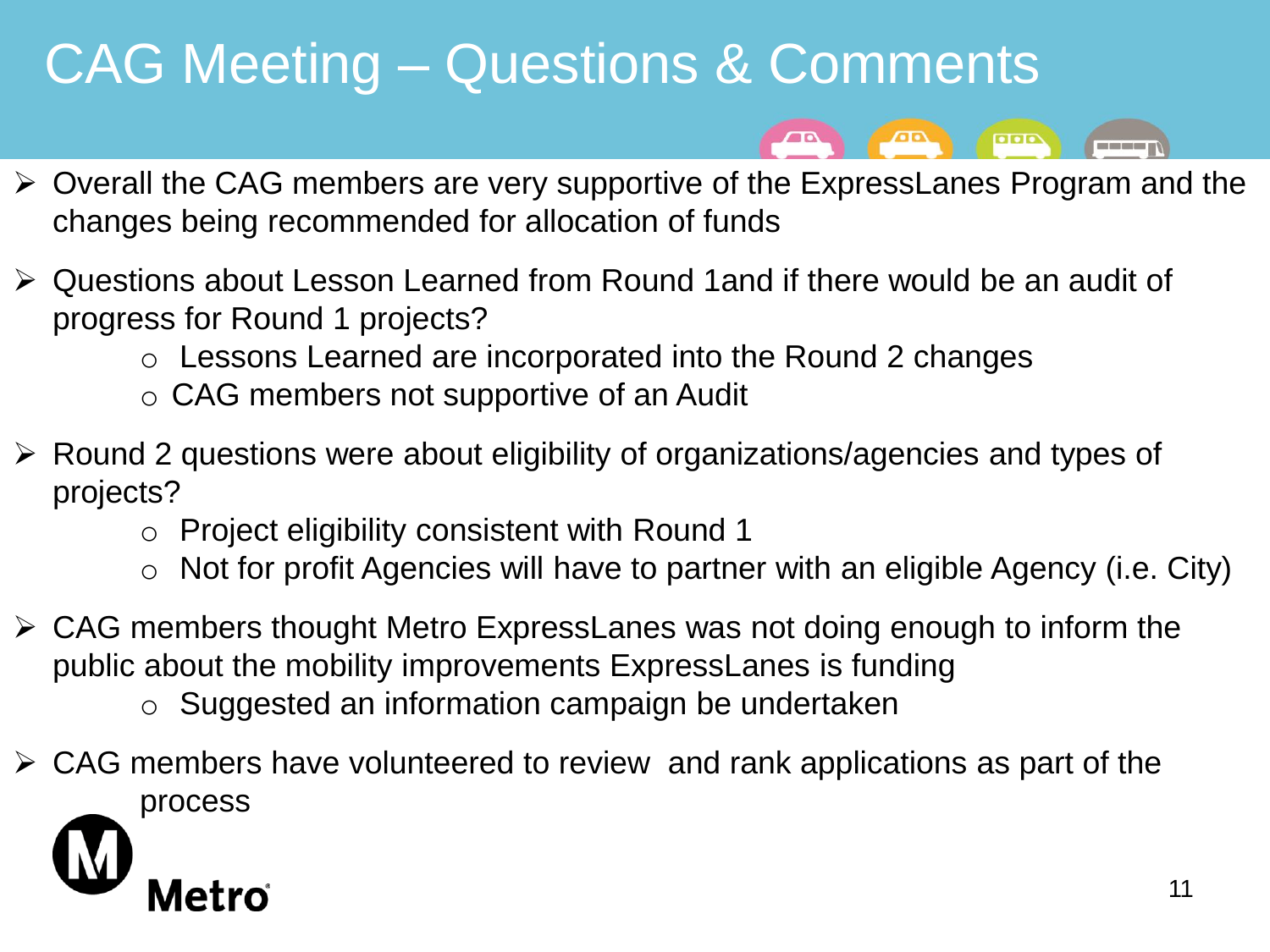# CAG Meeting – Questions & Comments

- Overall the CAG members are very supportive of the ExpressLanes Program and the changes being recommended for allocation of funds
- Questions about Lesson Learned from Round 1and if there would be an audit of progress for Round 1 projects?
  - Lessons Learned are incorporated into the Round 2 changes
  - CAG members not supportive of an Audit
- Round 2 questions were about eligibility of organizations/agencies and types of projects?
  - Project eligibility consistent with Round 1
  - Not for profit Agencies will have to partner with an eligible Agency (i.e. City)
- CAG members thought Metro ExpressLanes was not doing enough to inform the public about the mobility improvements ExpressLanes is funding
  - Suggested an information campaign be undertaken
- CAG members have volunteered to review and rank applications as part of the process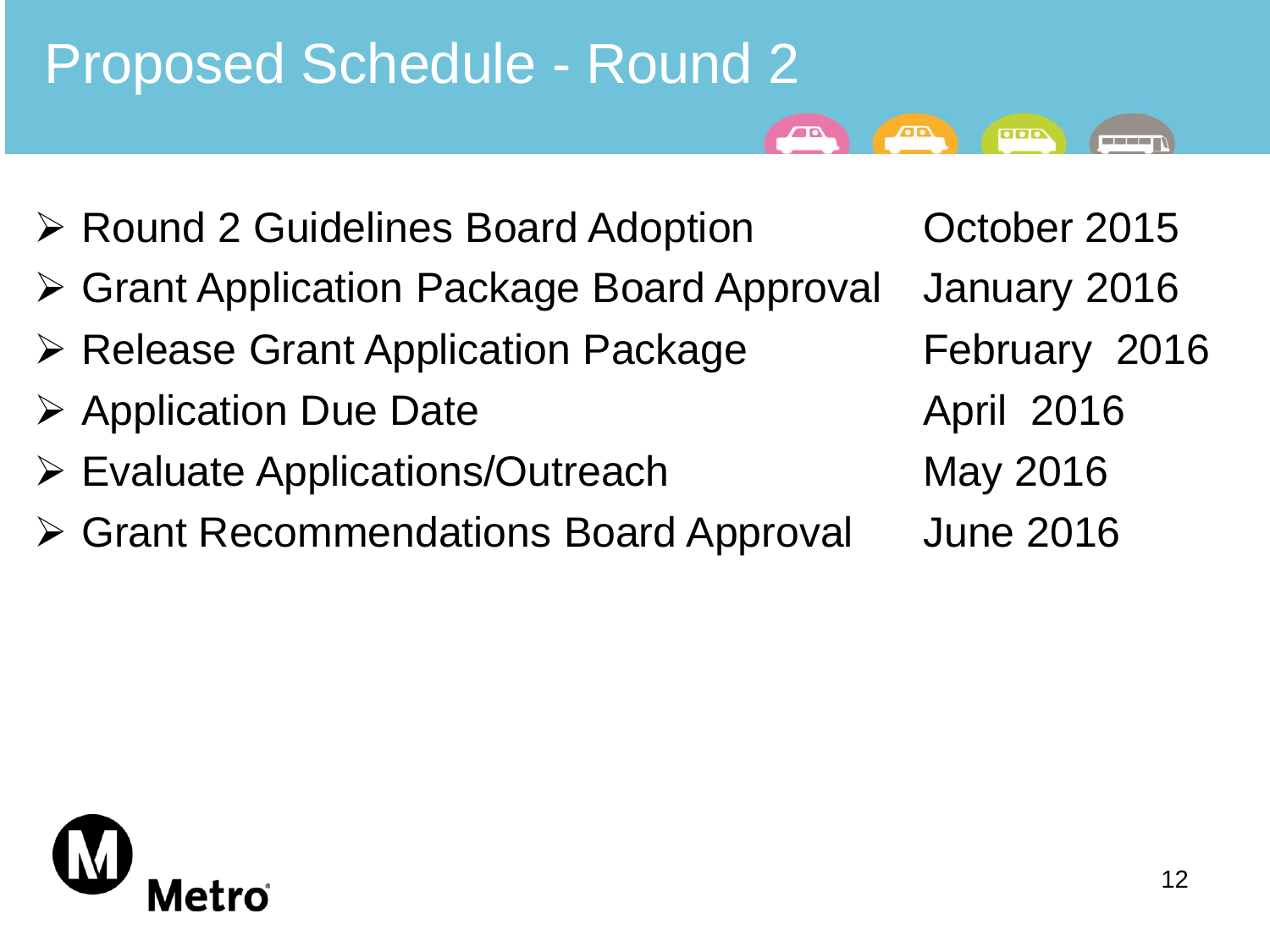# Proposed Schedule - Round 2

| | |
|---|---|
| Round 2 Guidelines Board Adoption | October 2015 |
| Grant Application Package Board Approval | January 2016 |
| Release Grant Application Package | February 2016 |
| Application Due Date | April 2016 |
| Evaluate Applications/Outreach | May 2016 |
| Grant Recommendations Board Approval | June 2016 |

Metro